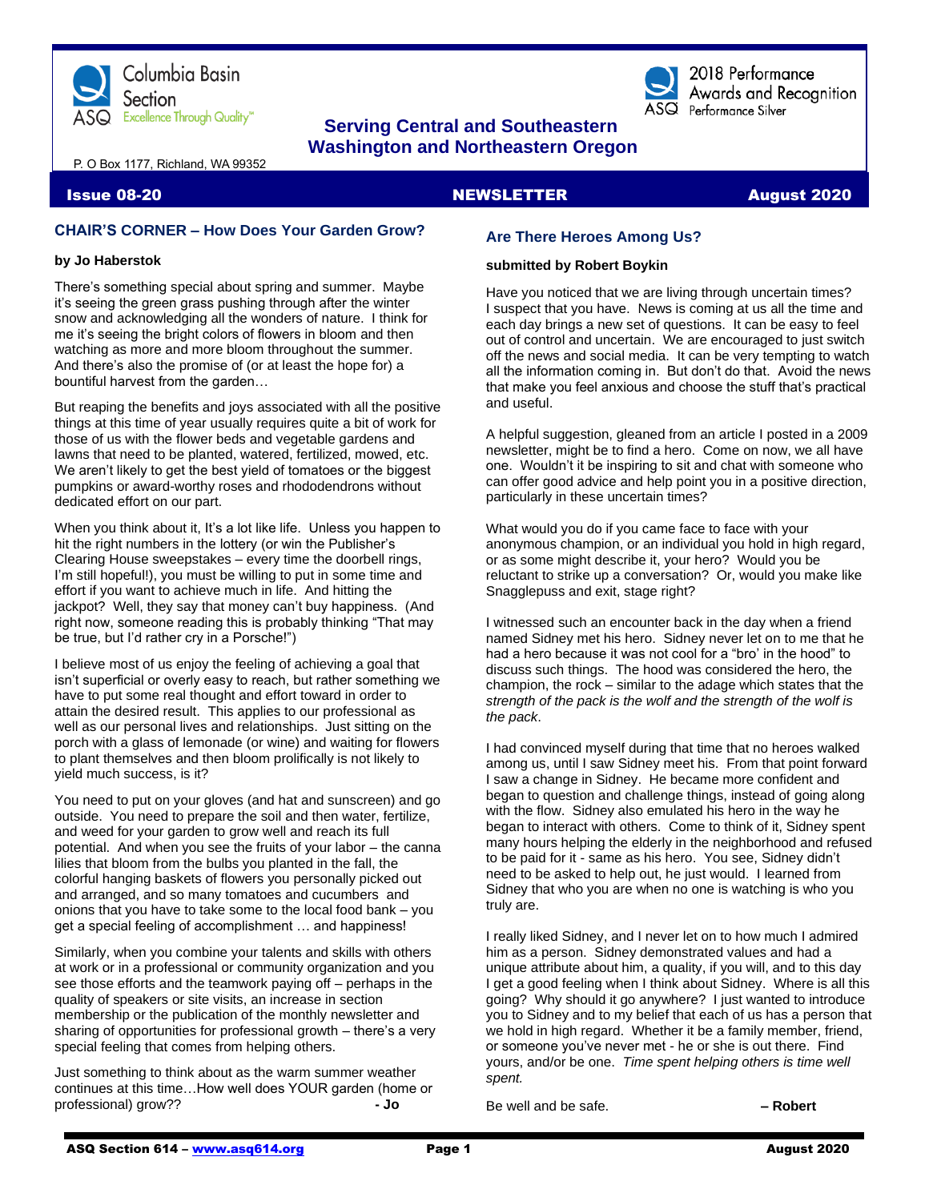Columbia Basin Section
ASQ Excellence Through Quality™

2018 Performance Awards and Recognition
Performance Silver

**Serving Central and Southeastern Washington and Northeastern Oregon**

P. O Box 1177, Richland, WA 99352

**Issue 08-20** **NEWSLETTER** **August 2020**

## CHAIR'S CORNER – How Does Your Garden Grow?

**by Jo Haberstok**

There's something special about spring and summer. Maybe it's seeing the green grass pushing through after the winter snow and acknowledging all the wonders of nature. I think for me it's seeing the bright colors of flowers in bloom and then watching as more and more bloom throughout the summer. And there's also the promise of (or at least the hope for) a bountiful harvest from the garden…

But reaping the benefits and joys associated with all the positive things at this time of year usually requires quite a bit of work for those of us with the flower beds and vegetable gardens and lawns that need to be planted, watered, fertilized, mowed, etc. We aren't likely to get the best yield of tomatoes or the biggest pumpkins or award-worthy roses and rhododendrons without dedicated effort on our part.

When you think about it, It's a lot like life. Unless you happen to hit the right numbers in the lottery (or win the Publisher's Clearing House sweepstakes – every time the doorbell rings, I'm still hopeful!), you must be willing to put in some time and effort if you want to achieve much in life. And hitting the jackpot? Well, they say that money can't buy happiness. (And right now, someone reading this is probably thinking "That may be true, but I'd rather cry in a Porsche!")

I believe most of us enjoy the feeling of achieving a goal that isn't superficial or overly easy to reach, but rather something we have to put some real thought and effort toward in order to attain the desired result. This applies to our professional as well as our personal lives and relationships. Just sitting on the porch with a glass of lemonade (or wine) and waiting for flowers to plant themselves and then bloom prolifically is not likely to yield much success, is it?

You need to put on your gloves (and hat and sunscreen) and go outside. You need to prepare the soil and then water, fertilize, and weed for your garden to grow well and reach its full potential. And when you see the fruits of your labor – the canna lilies that bloom from the bulbs you planted in the fall, the colorful hanging baskets of flowers you personally picked out and arranged, and so many tomatoes and cucumbers and onions that you have to take some to the local food bank – you get a special feeling of accomplishment … and happiness!

Similarly, when you combine your talents and skills with others at work or in a professional or community organization and you see those efforts and the teamwork paying off – perhaps in the quality of speakers or site visits, an increase in section membership or the publication of the monthly newsletter and sharing of opportunities for professional growth – there's a very special feeling that comes from helping others.

Just something to think about as the warm summer weather continues at this time…How well does YOUR garden (home or professional) grow?? **- Jo**

## Are There Heroes Among Us?

**submitted by Robert Boykin**

Have you noticed that we are living through uncertain times? I suspect that you have. News is coming at us all the time and each day brings a new set of questions. It can be easy to feel out of control and uncertain. We are encouraged to just switch off the news and social media. It can be very tempting to watch all the information coming in. But don't do that. Avoid the news that make you feel anxious and choose the stuff that's practical and useful.

A helpful suggestion, gleaned from an article I posted in a 2009 newsletter, might be to find a hero. Come on now, we all have one. Wouldn't it be inspiring to sit and chat with someone who can offer good advice and help point you in a positive direction, particularly in these uncertain times?

What would you do if you came face to face with your anonymous champion, or an individual you hold in high regard, or as some might describe it, your hero? Would you be reluctant to strike up a conversation? Or, would you make like Snagglepuss and exit, stage right?

I witnessed such an encounter back in the day when a friend named Sidney met his hero. Sidney never let on to me that he had a hero because it was not cool for a "bro' in the hood" to discuss such things. The hood was considered the hero, the champion, the rock – similar to the adage which states that the *strength of the pack is the wolf and the strength of the wolf is the pack*.

I had convinced myself during that time that no heroes walked among us, until I saw Sidney meet his. From that point forward I saw a change in Sidney. He became more confident and began to question and challenge things, instead of going along with the flow. Sidney also emulated his hero in the way he began to interact with others. Come to think of it, Sidney spent many hours helping the elderly in the neighborhood and refused to be paid for it - same as his hero. You see, Sidney didn't need to be asked to help out, he just would. I learned from Sidney that who you are when no one is watching is who you truly are.

I really liked Sidney, and I never let on to how much I admired him as a person. Sidney demonstrated values and had a unique attribute about him, a quality, if you will, and to this day I get a good feeling when I think about Sidney. Where is all this going? Why should it go anywhere? I just wanted to introduce you to Sidney and to my belief that each of us has a person that we hold in high regard. Whether it be a family member, friend, or someone you've never met - he or she is out there. Find yours, and/or be one. *Time spent helping others is time well spent.*

Be well and be safe. **– Robert**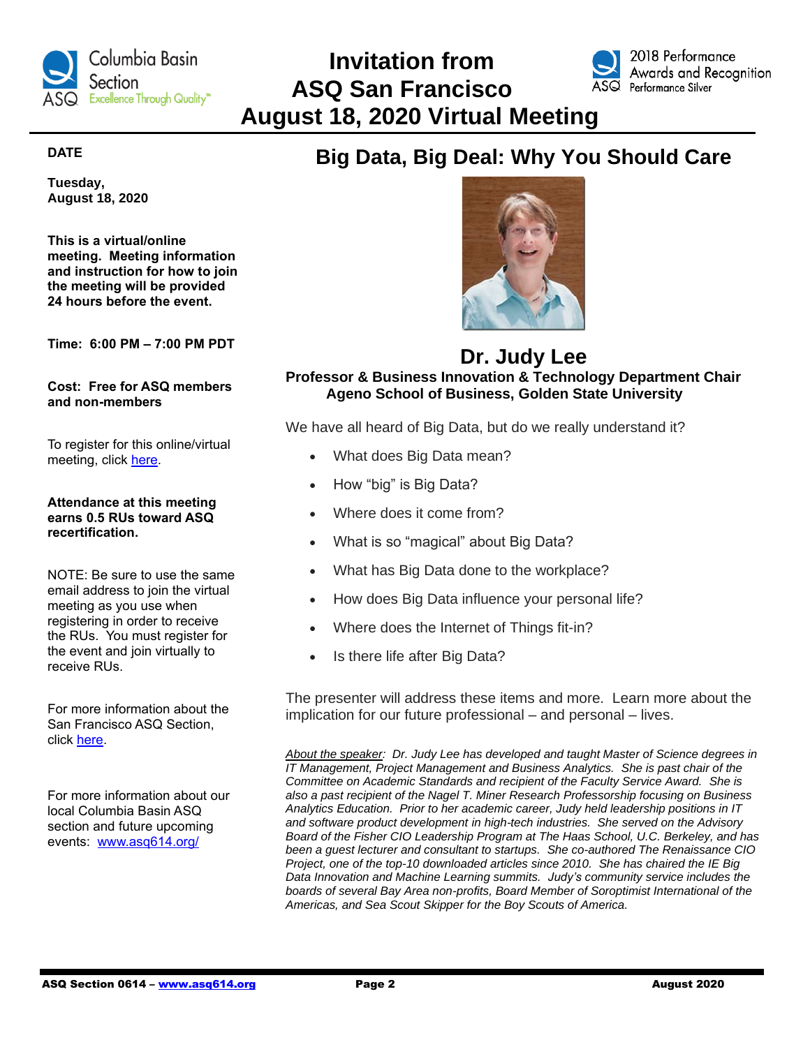# Invitation from ASQ San Francisco August 18, 2020 Virtual Meeting

**DATE**

**Tuesday, August 18, 2020**

**This is a virtual/online meeting. Meeting information and instruction for how to join the meeting will be provided 24 hours before the event.**

**Time: 6:00 PM – 7:00 PM PDT**

**Cost: Free for ASQ members and non-members**

To register for this online/virtual meeting, click here.

**Attendance at this meeting earns 0.5 RUs toward ASQ recertification.**

NOTE: Be sure to use the same email address to join the virtual meeting as you use when registering in order to receive the RUs. You must register for the event and join virtually to receive RUs.

For more information about the San Francisco ASQ Section, click here.

For more information about our local Columbia Basin ASQ section and future upcoming events: www.asq614.org/

## Big Data, Big Deal: Why You Should Care

### Dr. Judy Lee

**Professor & Business Innovation & Technology Department Chair**
**Ageno School of Business, Golden State University**

We have all heard of Big Data, but do we really understand it?

- What does Big Data mean?
- How "big" is Big Data?
- Where does it come from?
- What is so "magical" about Big Data?
- What has Big Data done to the workplace?
- How does Big Data influence your personal life?
- Where does the Internet of Things fit-in?
- Is there life after Big Data?

The presenter will address these items and more. Learn more about the implication for our future professional – and personal – lives.

*About the speaker: Dr. Judy Lee has developed and taught Master of Science degrees in IT Management, Project Management and Business Analytics. She is past chair of the Committee on Academic Standards and recipient of the Faculty Service Award. She is also a past recipient of the Nagel T. Miner Research Professorship focusing on Business Analytics Education. Prior to her academic career, Judy held leadership positions in IT and software product development in high-tech industries. She served on the Advisory Board of the Fisher CIO Leadership Program at The Haas School, U.C. Berkeley, and has been a guest lecturer and consultant to startups. She co-authored The Renaissance CIO Project, one of the top-10 downloaded articles since 2010. She has chaired the IE Big Data Innovation and Machine Learning summits. Judy's community service includes the boards of several Bay Area non-profits, Board Member of Soroptimist International of the Americas, and Sea Scout Skipper for the Boy Scouts of America.*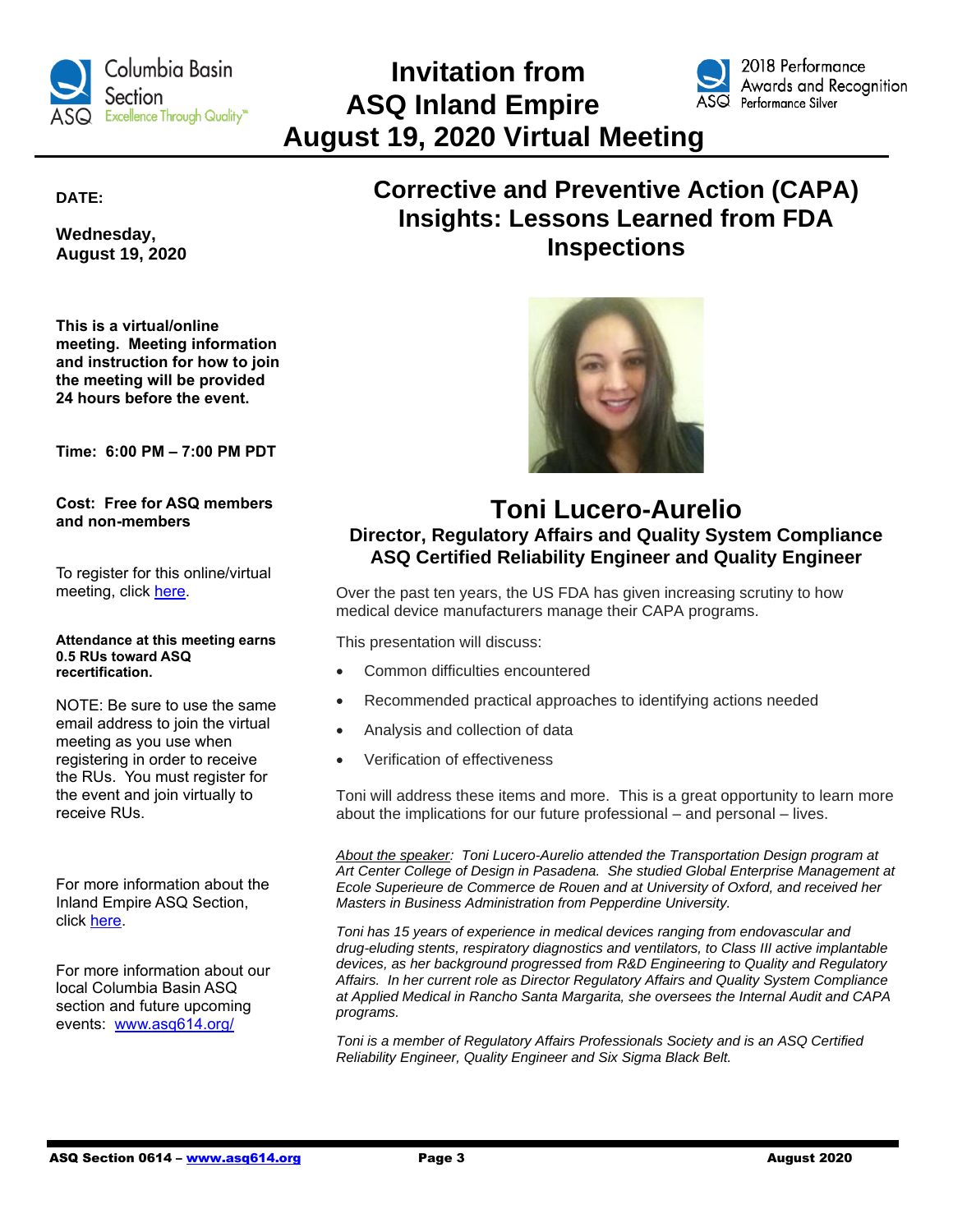# Invitation from ASQ Inland Empire August 19, 2020 Virtual Meeting

**DATE:**

**Wednesday, August 19, 2020**

**This is a virtual/online meeting. Meeting information and instruction for how to join the meeting will be provided 24 hours before the event.**

**Time: 6:00 PM – 7:00 PM PDT**

**Cost: Free for ASQ members and non-members**

To register for this online/virtual meeting, click here.

**Attendance at this meeting earns 0.5 RUs toward ASQ recertification.**

NOTE: Be sure to use the same email address to join the virtual meeting as you use when registering in order to receive the RUs. You must register for the event and join virtually to receive RUs.

For more information about the Inland Empire ASQ Section, click here.

For more information about our local Columbia Basin ASQ section and future upcoming events: www.asq614.org/

## Corrective and Preventive Action (CAPA) Insights: Lessons Learned from FDA Inspections

## Toni Lucero-Aurelio

**Director, Regulatory Affairs and Quality System Compliance**
**ASQ Certified Reliability Engineer and Quality Engineer**

Over the past ten years, the US FDA has given increasing scrutiny to how medical device manufacturers manage their CAPA programs.

This presentation will discuss:

- Common difficulties encountered
- Recommended practical approaches to identifying actions needed
- Analysis and collection of data
- Verification of effectiveness

Toni will address these items and more. This is a great opportunity to learn more about the implications for our future professional – and personal – lives.

*About the speaker: Toni Lucero-Aurelio attended the Transportation Design program at Art Center College of Design in Pasadena. She studied Global Enterprise Management at Ecole Superieure de Commerce de Rouen and at University of Oxford, and received her Masters in Business Administration from Pepperdine University.*

*Toni has 15 years of experience in medical devices ranging from endovascular and drug-eluding stents, respiratory diagnostics and ventilators, to Class III active implantable devices, as her background progressed from R&D Engineering to Quality and Regulatory Affairs. In her current role as Director Regulatory Affairs and Quality System Compliance at Applied Medical in Rancho Santa Margarita, she oversees the Internal Audit and CAPA programs.*

*Toni is a member of Regulatory Affairs Professionals Society and is an ASQ Certified Reliability Engineer, Quality Engineer and Six Sigma Black Belt.*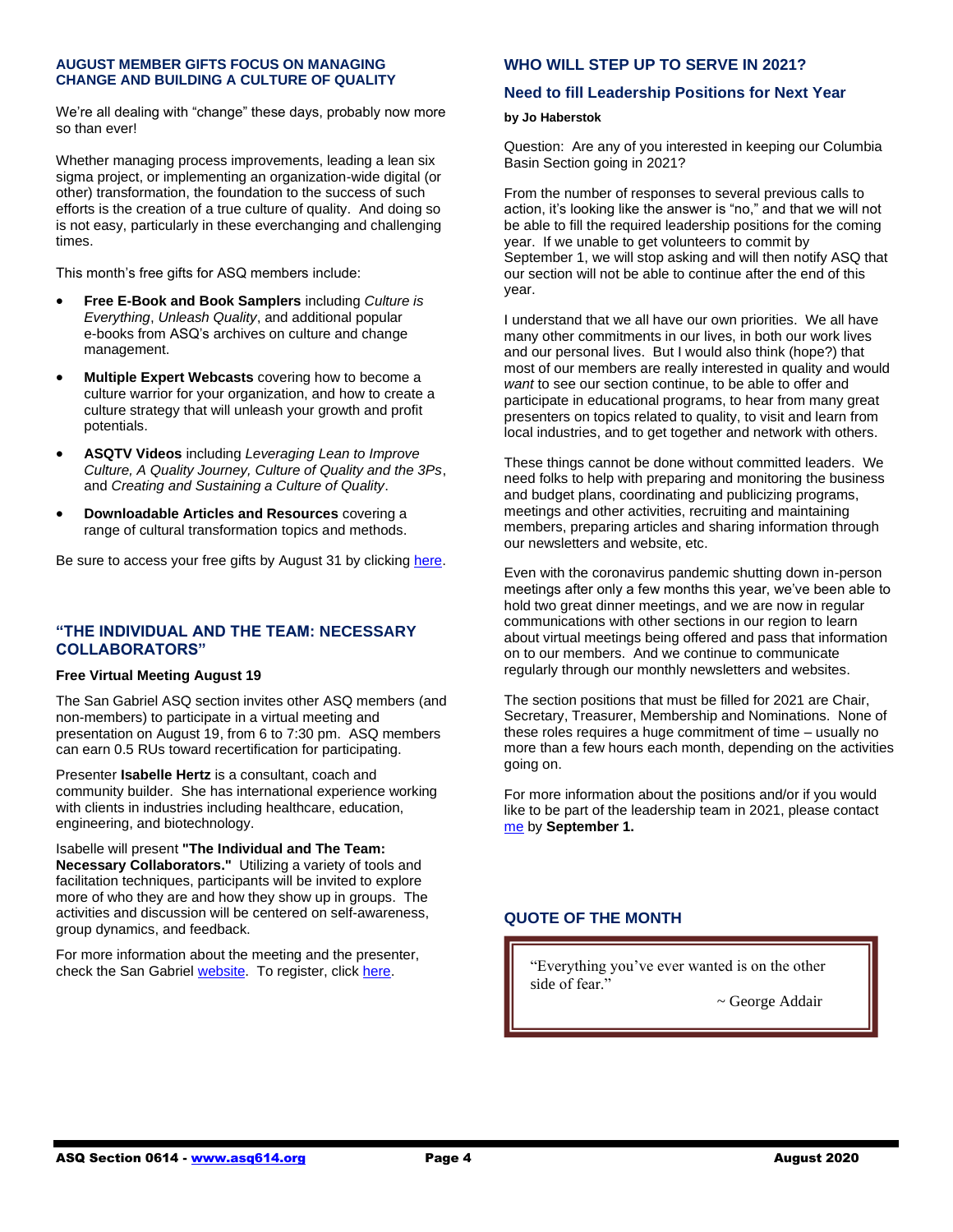## AUGUST MEMBER GIFTS FOCUS ON MANAGING CHANGE AND BUILDING A CULTURE OF QUALITY

We're all dealing with "change" these days, probably now more so than ever!

Whether managing process improvements, leading a lean six sigma project, or implementing an organization-wide digital (or other) transformation, the foundation to the success of such efforts is the creation of a true culture of quality. And doing so is not easy, particularly in these everchanging and challenging times.

This month's free gifts for ASQ members include:

- **Free E-Book and Book Samplers** including *Culture is Everything*, *Unleash Quality*, and additional popular e-books from ASQ's archives on culture and change management.
- **Multiple Expert Webcasts** covering how to become a culture warrior for your organization, and how to create a culture strategy that will unleash your growth and profit potentials.
- **ASQTV Videos** including *Leveraging Lean to Improve Culture, A Quality Journey, Culture of Quality and the 3Ps*, and *Creating and Sustaining a Culture of Quality*.
- **Downloadable Articles and Resources** covering a range of cultural transformation topics and methods.

Be sure to access your free gifts by August 31 by clicking here.

## "THE INDIVIDUAL AND THE TEAM: NECESSARY COLLABORATORS"

**Free Virtual Meeting August 19**

The San Gabriel ASQ section invites other ASQ members (and non-members) to participate in a virtual meeting and presentation on August 19, from 6 to 7:30 pm. ASQ members can earn 0.5 RUs toward recertification for participating.

Presenter **Isabelle Hertz** is a consultant, coach and community builder. She has international experience working with clients in industries including healthcare, education, engineering, and biotechnology.

Isabelle will present **"The Individual and The Team: Necessary Collaborators."** Utilizing a variety of tools and facilitation techniques, participants will be invited to explore more of who they are and how they show up in groups. The activities and discussion will be centered on self-awareness, group dynamics, and feedback.

For more information about the meeting and the presenter, check the San Gabriel website. To register, click here.

## WHO WILL STEP UP TO SERVE IN 2021?

### Need to fill Leadership Positions for Next Year

**by Jo Haberstok**

Question: Are any of you interested in keeping our Columbia Basin Section going in 2021?

From the number of responses to several previous calls to action, it's looking like the answer is "no," and that we will not be able to fill the required leadership positions for the coming year. If we unable to get volunteers to commit by September 1, we will stop asking and will then notify ASQ that our section will not be able to continue after the end of this year.

I understand that we all have our own priorities. We all have many other commitments in our lives, in both our work lives and our personal lives. But I would also think (hope?) that most of our members are really interested in quality and would *want* to see our section continue, to be able to offer and participate in educational programs, to hear from many great presenters on topics related to quality, to visit and learn from local industries, and to get together and network with others.

These things cannot be done without committed leaders. We need folks to help with preparing and monitoring the business and budget plans, coordinating and publicizing programs, meetings and other activities, recruiting and maintaining members, preparing articles and sharing information through our newsletters and website, etc.

Even with the coronavirus pandemic shutting down in-person meetings after only a few months this year, we've been able to hold two great dinner meetings, and we are now in regular communications with other sections in our region to learn about virtual meetings being offered and pass that information on to our members. And we continue to communicate regularly through our monthly newsletters and websites.

The section positions that must be filled for 2021 are Chair, Secretary, Treasurer, Membership and Nominations. None of these roles requires a huge commitment of time – usually no more than a few hours each month, depending on the activities going on.

For more information about the positions and/or if you would like to be part of the leadership team in 2021, please contact me by **September 1.**

## QUOTE OF THE MONTH

"Everything you've ever wanted is on the other side of fear."

~ George Addair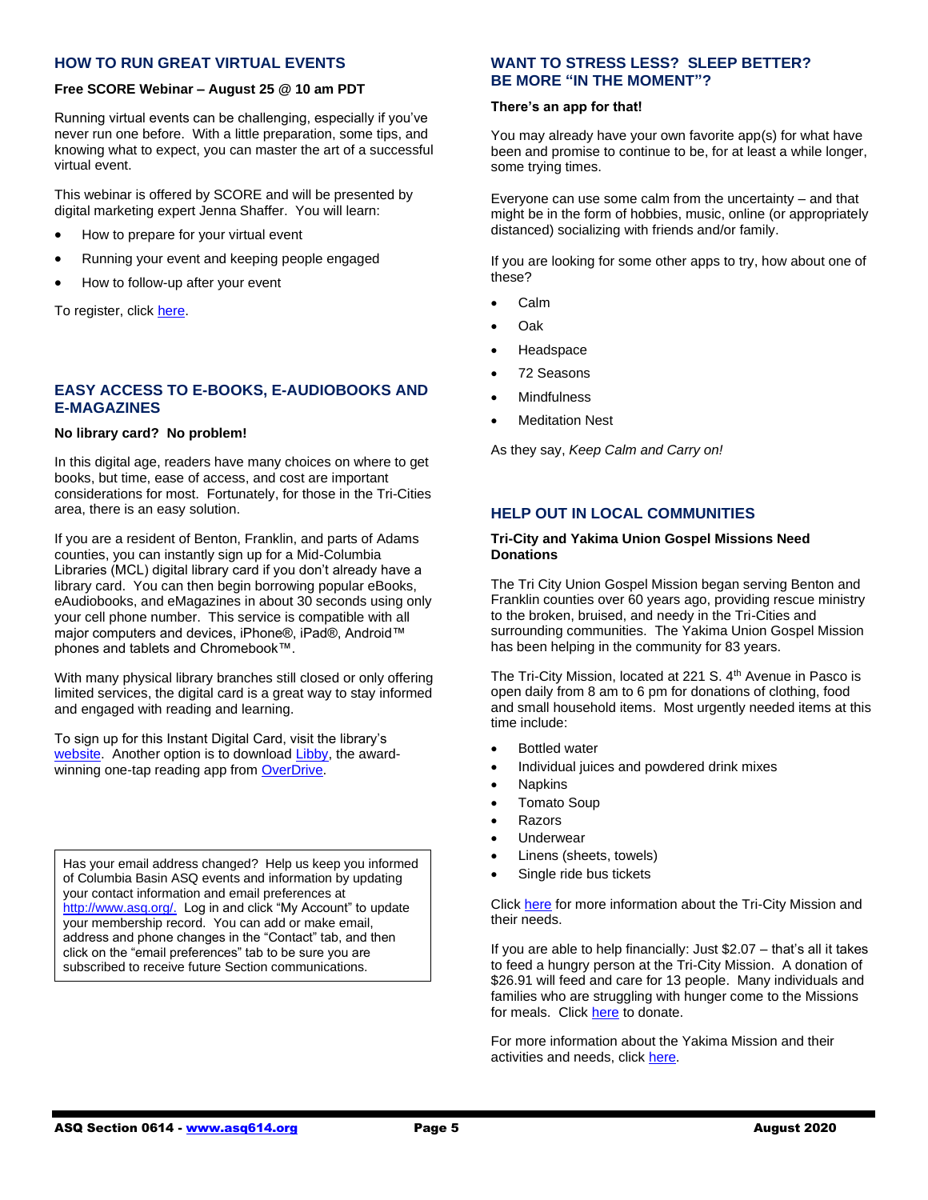## HOW TO RUN GREAT VIRTUAL EVENTS

**Free SCORE Webinar – August 25 @ 10 am PDT**

Running virtual events can be challenging, especially if you've never run one before. With a little preparation, some tips, and knowing what to expect, you can master the art of a successful virtual event.

This webinar is offered by SCORE and will be presented by digital marketing expert Jenna Shaffer. You will learn:

- How to prepare for your virtual event
- Running your event and keeping people engaged
- How to follow-up after your event

To register, click here.

## EASY ACCESS TO E-BOOKS, E-AUDIOBOOKS AND E-MAGAZINES

**No library card? No problem!**

In this digital age, readers have many choices on where to get books, but time, ease of access, and cost are important considerations for most. Fortunately, for those in the Tri-Cities area, there is an easy solution.

If you are a resident of Benton, Franklin, and parts of Adams counties, you can instantly sign up for a Mid-Columbia Libraries (MCL) digital library card if you don't already have a library card. You can then begin borrowing popular eBooks, eAudiobooks, and eMagazines in about 30 seconds using only your cell phone number. This service is compatible with all major computers and devices, iPhone®, iPad®, Android™ phones and tablets and Chromebook™.

With many physical library branches still closed or only offering limited services, the digital card is a great way to stay informed and engaged with reading and learning.

To sign up for this Instant Digital Card, visit the library's website. Another option is to download Libby, the award-winning one-tap reading app from OverDrive.

> Has your email address changed? Help us keep you informed of Columbia Basin ASQ events and information by updating your contact information and email preferences at http://www.asq.org/. Log in and click "My Account" to update your membership record. You can add or make email, address and phone changes in the "Contact" tab, and then click on the "email preferences" tab to be sure you are subscribed to receive future Section communications.

## WANT TO STRESS LESS? SLEEP BETTER? BE MORE "IN THE MOMENT"?

**There's an app for that!**

You may already have your own favorite app(s) for what have been and promise to continue to be, for at least a while longer, some trying times.

Everyone can use some calm from the uncertainty – and that might be in the form of hobbies, music, online (or appropriately distanced) socializing with friends and/or family.

If you are looking for some other apps to try, how about one of these?

- Calm
- Oak
- Headspace
- 72 Seasons
- Mindfulness
- Meditation Nest

As they say, *Keep Calm and Carry on!*

## HELP OUT IN LOCAL COMMUNITIES

**Tri-City and Yakima Union Gospel Missions Need Donations**

The Tri City Union Gospel Mission began serving Benton and Franklin counties over 60 years ago, providing rescue ministry to the broken, bruised, and needy in the Tri-Cities and surrounding communities. The Yakima Union Gospel Mission has been helping in the community for 83 years.

The Tri-City Mission, located at 221 S. 4th Avenue in Pasco is open daily from 8 am to 6 pm for donations of clothing, food and small household items. Most urgently needed items at this time include:

- Bottled water
- Individual juices and powdered drink mixes
- Napkins
- Tomato Soup
- Razors
- Underwear
- Linens (sheets, towels)
- Single ride bus tickets

Click here for more information about the Tri-City Mission and their needs.

If you are able to help financially: Just $2.07 – that's all it takes to feed a hungry person at the Tri-City Mission. A donation of $26.91 will feed and care for 13 people. Many individuals and families who are struggling with hunger come to the Missions for meals. Click here to donate.

For more information about the Yakima Mission and their activities and needs, click here.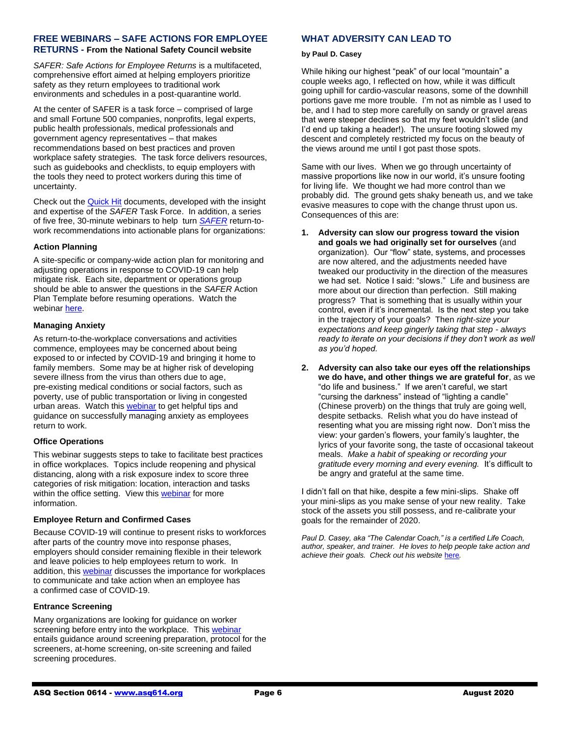## FREE WEBINARS – SAFE ACTIONS FOR EMPLOYEE RETURNS - From the National Safety Council website

*SAFER: Safe Actions for Employee Returns* is a multifaceted, comprehensive effort aimed at helping employers prioritize safety as they return employees to traditional work environments and schedules in a post-quarantine world.

At the center of SAFER is a task force – comprised of large and small Fortune 500 companies, nonprofits, legal experts, public health professionals, medical professionals and government agency representatives – that makes recommendations based on best practices and proven workplace safety strategies. The task force delivers resources, such as guidebooks and checklists, to equip employers with the tools they need to protect workers during this time of uncertainty.

Check out the Quick Hit documents, developed with the insight and expertise of the *SAFER* Task Force. In addition, a series of five free, 30-minute webinars to help turn *SAFER* return-to-work recommendations into actionable plans for organizations:

### Action Planning

A site-specific or company-wide action plan for monitoring and adjusting operations in response to COVID-19 can help mitigate risk. Each site, department or operations group should be able to answer the questions in the *SAFER* Action Plan Template before resuming operations. Watch the webinar here.

### Managing Anxiety

As return-to-the-workplace conversations and activities commence, employees may be concerned about being exposed to or infected by COVID-19 and bringing it home to family members. Some may be at higher risk of developing severe illness from the virus than others due to age, pre-existing medical conditions or social factors, such as poverty, use of public transportation or living in congested urban areas. Watch this webinar to get helpful tips and guidance on successfully managing anxiety as employees return to work.

### Office Operations

This webinar suggests steps to take to facilitate best practices in office workplaces. Topics include reopening and physical distancing, along with a risk exposure index to score three categories of risk mitigation: location, interaction and tasks within the office setting. View this webinar for more information.

### Employee Return and Confirmed Cases

Because COVID-19 will continue to present risks to workforces after parts of the country move into response phases, employers should consider remaining flexible in their telework and leave policies to help employees return to work. In addition, this webinar discusses the importance for workplaces to communicate and take action when an employee has a confirmed case of COVID-19.

### Entrance Screening

Many organizations are looking for guidance on worker screening before entry into the workplace. This webinar entails guidance around screening preparation, protocol for the screeners, at-home screening, on-site screening and failed screening procedures.

## WHAT ADVERSITY CAN LEAD TO

**by Paul D. Casey**

While hiking our highest "peak" of our local "mountain" a couple weeks ago, I reflected on how, while it was difficult going uphill for cardio-vascular reasons, some of the downhill portions gave me more trouble. I'm not as nimble as I used to be, and I had to step more carefully on sandy or gravel areas that were steeper declines so that my feet wouldn't slide (and I'd end up taking a header!). The unsure footing slowed my descent and completely restricted my focus on the beauty of the views around me until I got past those spots.

Same with our lives. When we go through uncertainty of massive proportions like now in our world, it's unsure footing for living life. We thought we had more control than we probably did. The ground gets shaky beneath us, and we take evasive measures to cope with the change thrust upon us. Consequences of this are:

1. **Adversity can slow our progress toward the vision and goals we had originally set for ourselves** (and organization). Our "flow" state, systems, and processes are now altered, and the adjustments needed have tweaked our productivity in the direction of the measures we had set. Notice I said: "slows." Life and business are more about our direction than perfection. Still making progress? That is something that is usually within your control, even if it's incremental. Is the next step you take in the trajectory of your goals? Then *right-size your expectations and keep gingerly taking that step - always ready to iterate on your decisions if they don't work as well as you'd hoped.*

2. **Adversity can also take our eyes off the relationships we do have, and other things we are grateful for**, as we "do life and business." If we aren't careful, we start "cursing the darkness" instead of "lighting a candle" (Chinese proverb) on the things that truly are going well, despite setbacks. Relish what you do have instead of resenting what you are missing right now. Don't miss the view: your garden's flowers, your family's laughter, the lyrics of your favorite song, the taste of occasional takeout meals. *Make a habit of speaking or recording your gratitude every morning and every evening.* It's difficult to be angry and grateful at the same time.

I didn't fall on that hike, despite a few mini-slips. Shake off your mini-slips as you make sense of your new reality. Take stock of the assets you still possess, and re-calibrate your goals for the remainder of 2020.

*Paul D. Casey, aka "The Calendar Coach," is a certified Life Coach, author, speaker, and trainer. He loves to help people take action and achieve their goals. Check out his website here.*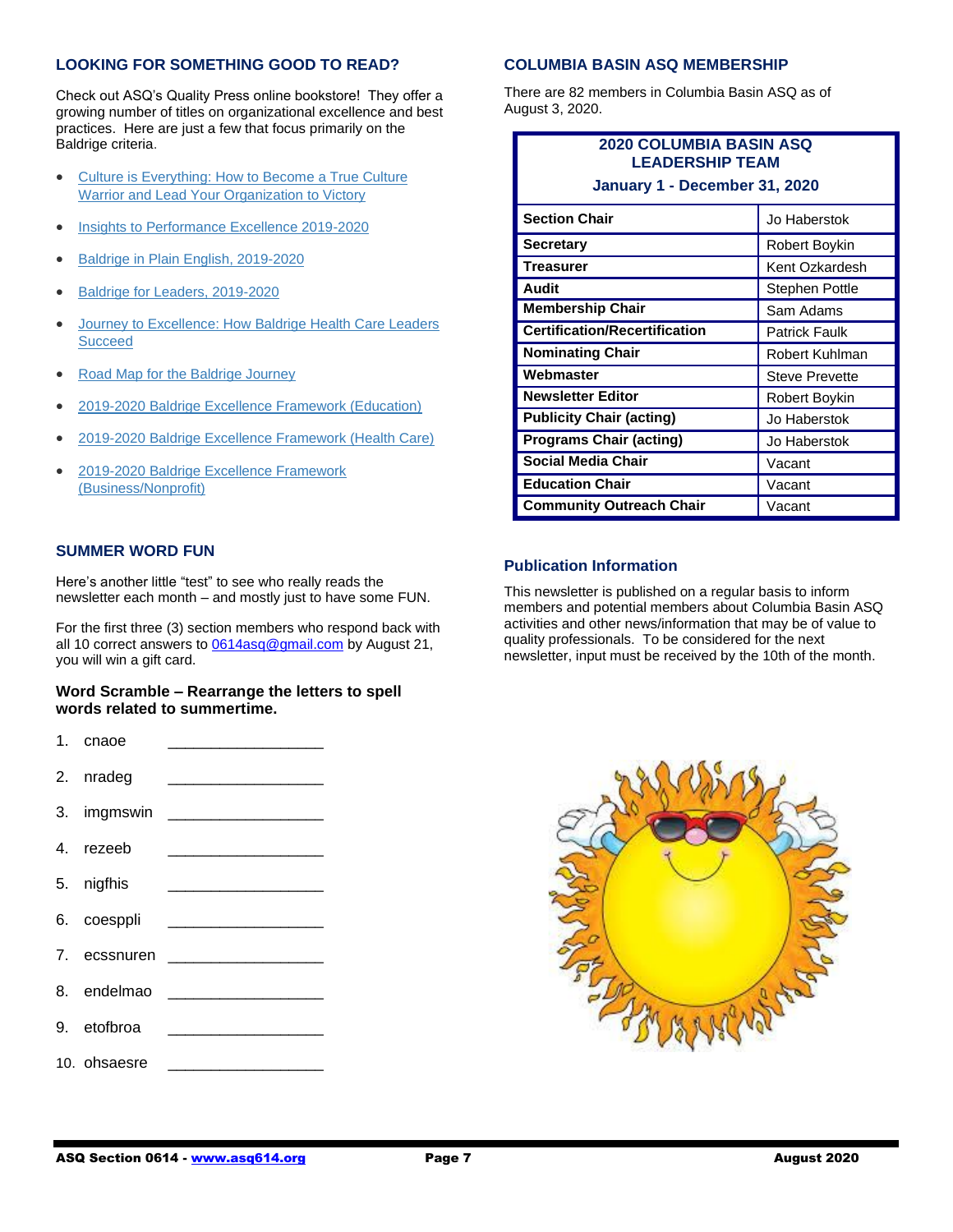## LOOKING FOR SOMETHING GOOD TO READ?

Check out ASQ's Quality Press online bookstore! They offer a growing number of titles on organizational excellence and best practices. Here are just a few that focus primarily on the Baldrige criteria.

- Culture is Everything: How to Become a True Culture Warrior and Lead Your Organization to Victory
- Insights to Performance Excellence 2019-2020
- Baldrige in Plain English, 2019-2020
- Baldrige for Leaders, 2019-2020
- Journey to Excellence: How Baldrige Health Care Leaders Succeed
- Road Map for the Baldrige Journey
- 2019-2020 Baldrige Excellence Framework (Education)
- 2019-2020 Baldrige Excellence Framework (Health Care)
- 2019-2020 Baldrige Excellence Framework (Business/Nonprofit)

## SUMMER WORD FUN

Here's another little "test" to see who really reads the newsletter each month – and mostly just to have some FUN.

For the first three (3) section members who respond back with all 10 correct answers to 0614asq@gmail.com by August 21, you will win a gift card.

**Word Scramble – Rearrange the letters to spell words related to summertime.**

1. cnaoe __________________
2. nradeg __________________
3. imgmswin __________________
4. rezeeb __________________
5. nigfhis __________________
6. coesppli __________________
7. ecssnuren __________________
8. endelmao __________________
9. etofbroa __________________
10. ohsaesre __________________

## COLUMBIA BASIN ASQ MEMBERSHIP

There are 82 members in Columbia Basin ASQ as of August 3, 2020.

**2020 COLUMBIA BASIN ASQ LEADERSHIP TEAM**
**January 1 - December 31, 2020**

| | |
|---|---|
| **Section Chair** | Jo Haberstok |
| **Secretary** | Robert Boykin |
| **Treasurer** | Kent Ozkardesh |
| **Audit** | Stephen Pottle |
| **Membership Chair** | Sam Adams |
| **Certification/Recertification** | Patrick Faulk |
| **Nominating Chair** | Robert Kuhlman |
| **Webmaster** | Steve Prevette |
| **Newsletter Editor** | Robert Boykin |
| **Publicity Chair (acting)** | Jo Haberstok |
| **Programs Chair (acting)** | Jo Haberstok |
| **Social Media Chair** | Vacant |
| **Education Chair** | Vacant |
| **Community Outreach Chair** | Vacant |

## Publication Information

This newsletter is published on a regular basis to inform members and potential members about Columbia Basin ASQ activities and other news/information that may be of value to quality professionals. To be considered for the next newsletter, input must be received by the 10th of the month.